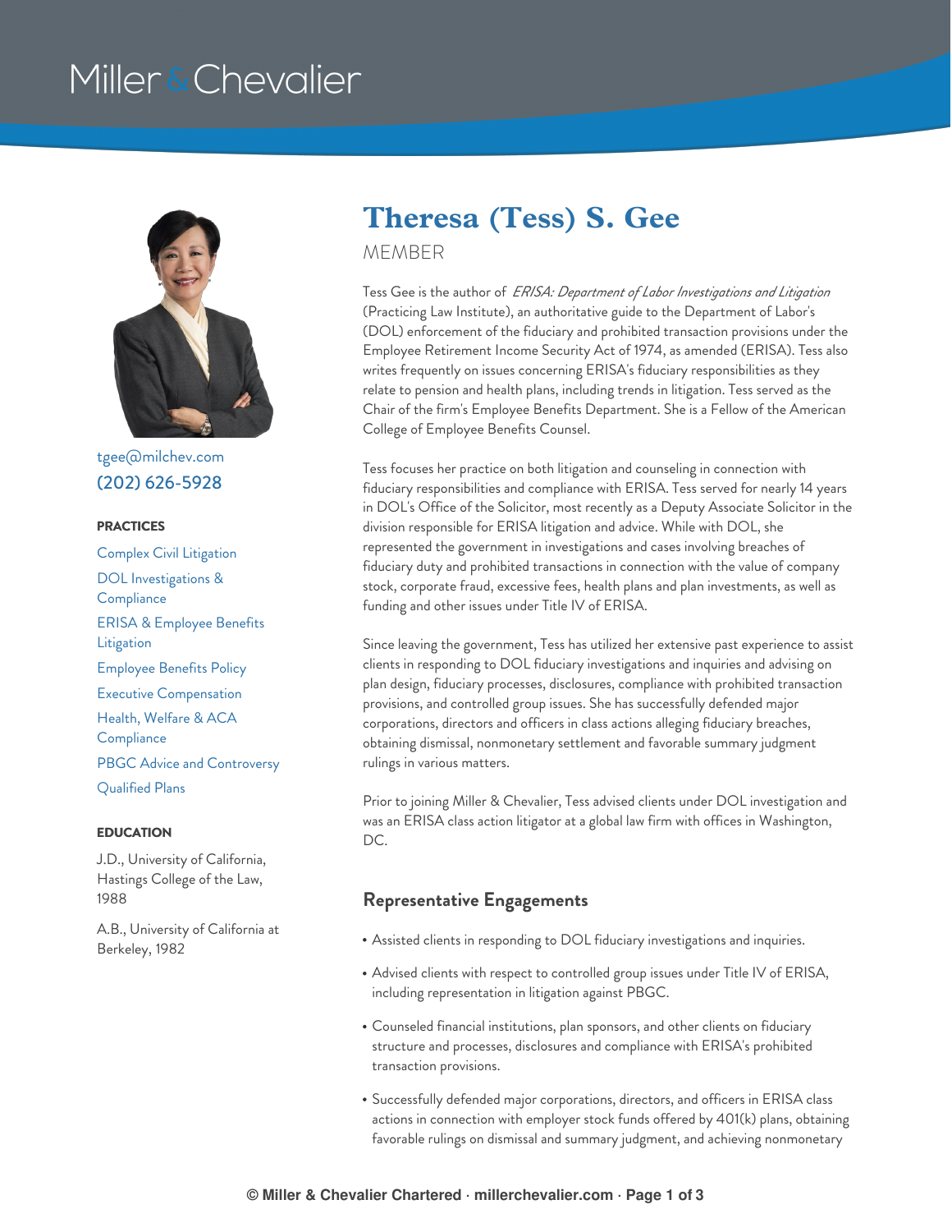# Theresa (Tess) S. Gee

MEMBER

tgee@milchev.com
(202) 626-5928

### PRACTICES

- Complex Civil Litigation
- DOL Investigations & Compliance
- ERISA & Employee Benefits Litigation
- Employee Benefits Policy
- Executive Compensation
- Health, Welfare & ACA Compliance
- PBGC Advice and Controversy
- Qualified Plans

### EDUCATION

J.D., University of California, Hastings College of the Law, 1988

A.B., University of California at Berkeley, 1982

Tess Gee is the author of *ERISA: Department of Labor Investigations and Litigation* (Practicing Law Institute), an authoritative guide to the Department of Labor's (DOL) enforcement of the fiduciary and prohibited transaction provisions under the Employee Retirement Income Security Act of 1974, as amended (ERISA). Tess also writes frequently on issues concerning ERISA's fiduciary responsibilities as they relate to pension and health plans, including trends in litigation. Tess served as the Chair of the firm's Employee Benefits Department. She is a Fellow of the American College of Employee Benefits Counsel.

Tess focuses her practice on both litigation and counseling in connection with fiduciary responsibilities and compliance with ERISA. Tess served for nearly 14 years in DOL's Office of the Solicitor, most recently as a Deputy Associate Solicitor in the division responsible for ERISA litigation and advice. While with DOL, she represented the government in investigations and cases involving breaches of fiduciary duty and prohibited transactions in connection with the value of company stock, corporate fraud, excessive fees, health plans and plan investments, as well as funding and other issues under Title IV of ERISA.

Since leaving the government, Tess has utilized her extensive past experience to assist clients in responding to DOL fiduciary investigations and inquiries and advising on plan design, fiduciary processes, disclosures, compliance with prohibited transaction provisions, and controlled group issues. She has successfully defended major corporations, directors and officers in class actions alleging fiduciary breaches, obtaining dismissal, nonmonetary settlement and favorable summary judgment rulings in various matters.

Prior to joining Miller & Chevalier, Tess advised clients under DOL investigation and was an ERISA class action litigator at a global law firm with offices in Washington, DC.

## Representative Engagements

- Assisted clients in responding to DOL fiduciary investigations and inquiries.
- Advised clients with respect to controlled group issues under Title IV of ERISA, including representation in litigation against PBGC.
- Counseled financial institutions, plan sponsors, and other clients on fiduciary structure and processes, disclosures and compliance with ERISA's prohibited transaction provisions.
- Successfully defended major corporations, directors, and officers in ERISA class actions in connection with employer stock funds offered by 401(k) plans, obtaining favorable rulings on dismissal and summary judgment, and achieving nonmonetary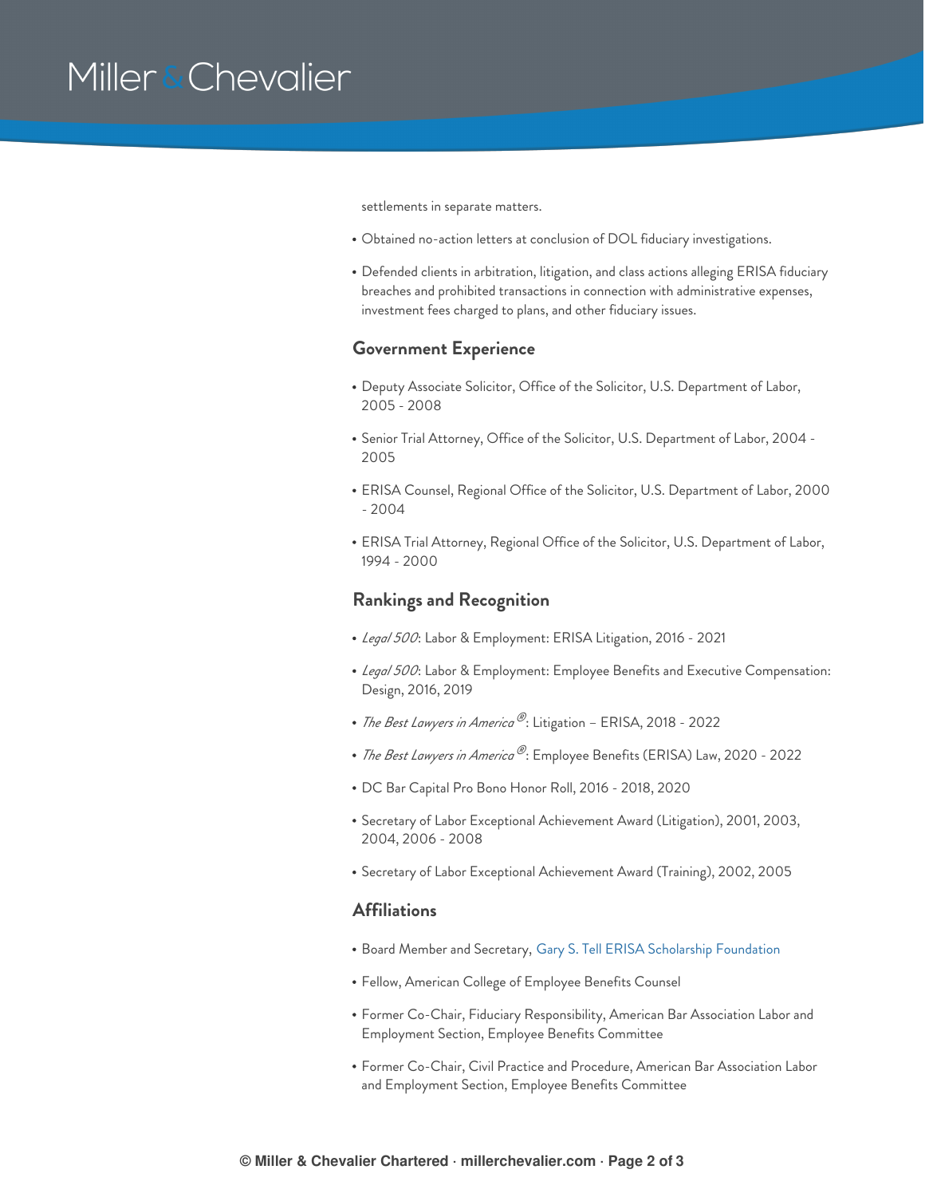settlements in separate matters.

- Obtained no-action letters at conclusion of DOL fiduciary investigations.
- Defended clients in arbitration, litigation, and class actions alleging ERISA fiduciary breaches and prohibited transactions in connection with administrative expenses, investment fees charged to plans, and other fiduciary issues.

## Government Experience

- Deputy Associate Solicitor, Office of the Solicitor, U.S. Department of Labor, 2005 - 2008
- Senior Trial Attorney, Office of the Solicitor, U.S. Department of Labor, 2004 - 2005
- ERISA Counsel, Regional Office of the Solicitor, U.S. Department of Labor, 2000 - 2004
- ERISA Trial Attorney, Regional Office of the Solicitor, U.S. Department of Labor, 1994 - 2000

## Rankings and Recognition

- *Legal 500*: Labor & Employment: ERISA Litigation, 2016 - 2021
- *Legal 500*: Labor & Employment: Employee Benefits and Executive Compensation: Design, 2016, 2019
- *The Best Lawyers in America®*: Litigation – ERISA, 2018 - 2022
- *The Best Lawyers in America®*: Employee Benefits (ERISA) Law, 2020 - 2022
- DC Bar Capital Pro Bono Honor Roll, 2016 - 2018, 2020
- Secretary of Labor Exceptional Achievement Award (Litigation), 2001, 2003, 2004, 2006 - 2008
- Secretary of Labor Exceptional Achievement Award (Training), 2002, 2005

## Affiliations

- Board Member and Secretary, Gary S. Tell ERISA Scholarship Foundation
- Fellow, American College of Employee Benefits Counsel
- Former Co-Chair, Fiduciary Responsibility, American Bar Association Labor and Employment Section, Employee Benefits Committee
- Former Co-Chair, Civil Practice and Procedure, American Bar Association Labor and Employment Section, Employee Benefits Committee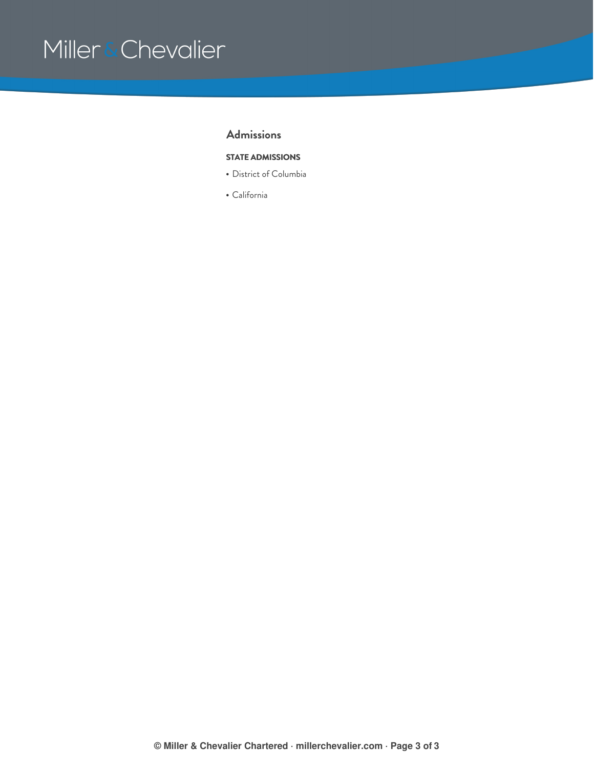## Admissions

**STATE ADMISSIONS**

- District of Columbia
- California